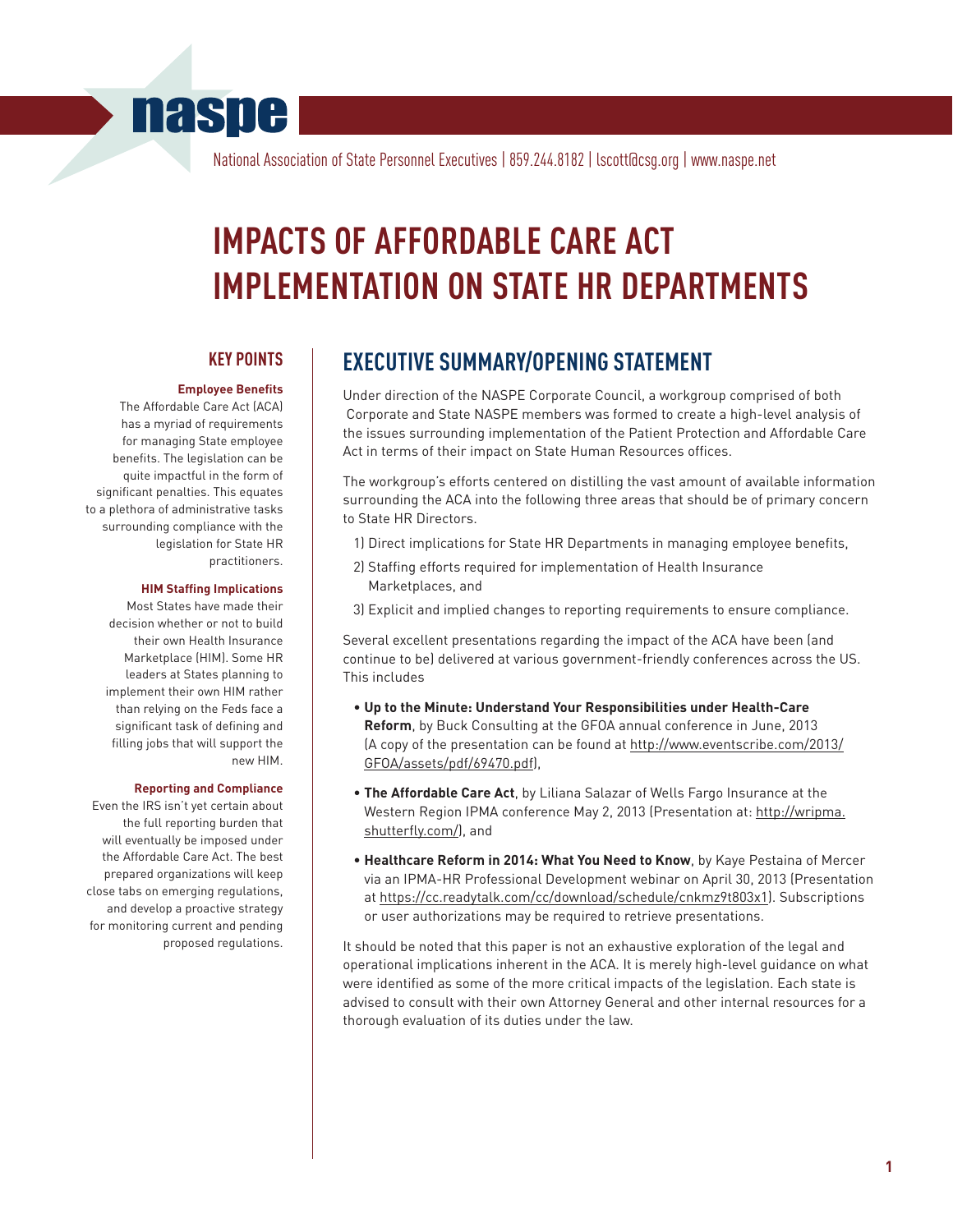naspe

National Association of State Personnel Executives | 859.244.8182 | lscott@csg.org | www.naspe.net

# IMPACTS OF AFFORDABLE CARE ACT IMPLEMENTATION ON STATE HR DEPARTMENTS

## KEY POINTS

**Employee Benefits**

The Affordable Care Act (ACA) has a myriad of requirements for managing State employee benefits. The legislation can be quite impactful in the form of significant penalties. This equates to a plethora of administrative tasks surrounding compliance with the legislation for State HR practitioners.

**HIM Staffing Implications**

Most States have made their decision whether or not to build their own Health Insurance Marketplace (HIM). Some HR leaders at States planning to implement their own HIM rather than relying on the Feds face a significant task of defining and filling jobs that will support the new HIM.

**Reporting and Compliance**

Even the IRS isn't yet certain about the full reporting burden that will eventually be imposed under the Affordable Care Act. The best prepared organizations will keep close tabs on emerging regulations, and develop a proactive strategy for monitoring current and pending proposed regulations.

## EXECUTIVE SUMMARY/OPENING STATEMENT

Under direction of the NASPE Corporate Council, a workgroup comprised of both Corporate and State NASPE members was formed to create a high-level analysis of the issues surrounding implementation of the Patient Protection and Affordable Care Act in terms of their impact on State Human Resources offices.

The workgroup's efforts centered on distilling the vast amount of available information surrounding the ACA into the following three areas that should be of primary concern to State HR Directors.

1) Direct implications for State HR Departments in managing employee benefits,
2) Staffing efforts required for implementation of Health Insurance Marketplaces, and
3) Explicit and implied changes to reporting requirements to ensure compliance.

Several excellent presentations regarding the impact of the ACA have been (and continue to be) delivered at various government-friendly conferences across the US. This includes

- **Up to the Minute: Understand Your Responsibilities under Health-Care Reform**, by Buck Consulting at the GFOA annual conference in June, 2013 (A copy of the presentation can be found at http://www.eventscribe.com/2013/GFOA/assets/pdf/69470.pdf),
- **The Affordable Care Act**, by Liliana Salazar of Wells Fargo Insurance at the Western Region IPMA conference May 2, 2013 (Presentation at: http://wripma.shutterfly.com/), and
- **Healthcare Reform in 2014: What You Need to Know**, by Kaye Pestaina of Mercer via an IPMA-HR Professional Development webinar on April 30, 2013 (Presentation at https://cc.readytalk.com/cc/download/schedule/cnkmz9t803x1). Subscriptions or user authorizations may be required to retrieve presentations.

It should be noted that this paper is not an exhaustive exploration of the legal and operational implications inherent in the ACA. It is merely high-level guidance on what were identified as some of the more critical impacts of the legislation. Each state is advised to consult with their own Attorney General and other internal resources for a thorough evaluation of its duties under the law.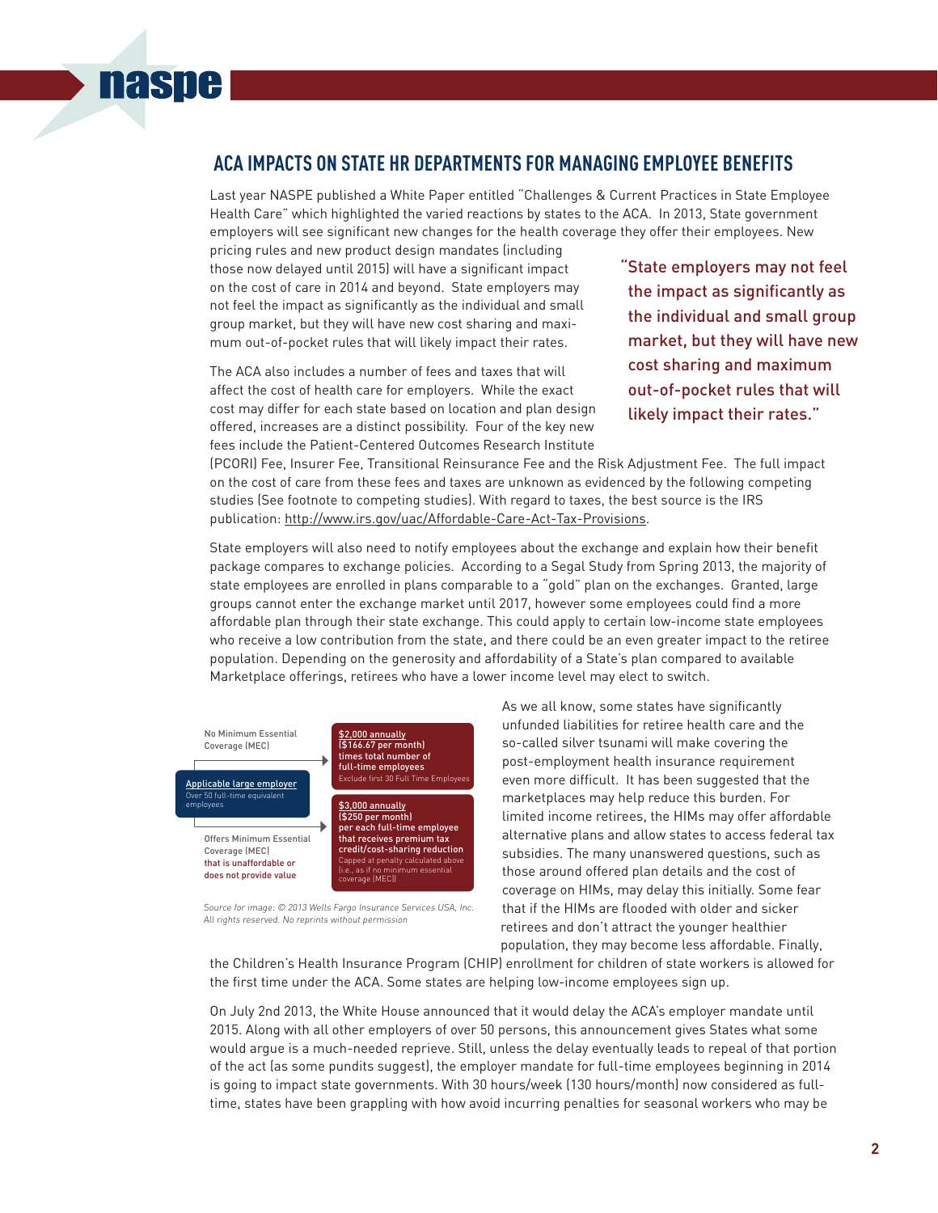## ACA IMPACTS ON STATE HR DEPARTMENTS FOR MANAGING EMPLOYEE BENEFITS

Last year NASPE published a White Paper entitled "Challenges & Current Practices in State Employee Health Care" which highlighted the varied reactions by states to the ACA. In 2013, State government employers will see significant new changes for the health coverage they offer their employees. New pricing rules and new product design mandates (including those now delayed until 2015) will have a significant impact on the cost of care in 2014 and beyond. State employers may not feel the impact as significantly as the individual and small group market, but they will have new cost sharing and maximum out-of-pocket rules that will likely impact their rates.

> "State employers may not feel the impact as significantly as the individual and small group market, but they will have new cost sharing and maximum out-of-pocket rules that will likely impact their rates."

The ACA also includes a number of fees and taxes that will affect the cost of health care for employers. While the exact cost may differ for each state based on location and plan design offered, increases are a distinct possibility. Four of the key new fees include the Patient-Centered Outcomes Research Institute (PCORI) Fee, Insurer Fee, Transitional Reinsurance Fee and the Risk Adjustment Fee. The full impact on the cost of care from these fees and taxes are unknown as evidenced by the following competing studies (See footnote to competing studies). With regard to taxes, the best source is the IRS publication: http://www.irs.gov/uac/Affordable-Care-Act-Tax-Provisions.

State employers will also need to notify employees about the exchange and explain how their benefit package compares to exchange policies. According to a Segal Study from Spring 2013, the majority of state employees are enrolled in plans comparable to a "gold" plan on the exchanges. Granted, large groups cannot enter the exchange market until 2017, however some employees could find a more affordable plan through their state exchange. This could apply to certain low-income state employees who receive a low contribution from the state, and there could be an even greater impact to the retiree population. Depending on the generosity and affordability of a State's plan compared to available Marketplace offerings, retirees who have a lower income level may elect to switch.

**Applicable large employer** — Over 50 full-time equivalent employees

- No Minimum Essential Coverage (MEC) → **$2,000 annually** ($166.67 per month) times total number of full-time employees. Exclude first 30 Full Time Employees
- Offers Minimum Essential Coverage (MEC) that is unaffordable or does not provide value → **$3,000 annually** ($250 per month) per each full-time employee that receives premium tax credit/cost-sharing reduction. Capped at penalty calculated above (i.e., as if no minimum essential coverage (MEC))

*Source for image: © 2013 Wells Fargo Insurance Services USA, Inc. All rights reserved. No reprints without permission*

As we all know, some states have significantly unfunded liabilities for retiree health care and the so-called silver tsunami will make covering the post-employment health insurance requirement even more difficult. It has been suggested that the marketplaces may help reduce this burden. For limited income retirees, the HIMs may offer affordable alternative plans and allow states to access federal tax subsidies. The many unanswered questions, such as those around offered plan details and the cost of coverage on HIMs, may delay this initially. Some fear that if the HIMs are flooded with older and sicker retirees and don't attract the younger healthier population, they may become less affordable. Finally, the Children's Health Insurance Program (CHIP) enrollment for children of state workers is allowed for the first time under the ACA. Some states are helping low-income employees sign up.

On July 2nd 2013, the White House announced that it would delay the ACA's employer mandate until 2015. Along with all other employers of over 50 persons, this announcement gives States what some would argue is a much-needed reprieve. Still, unless the delay eventually leads to repeal of that portion of the act (as some pundits suggest), the employer mandate for full-time employees beginning in 2014 is going to impact state governments. With 30 hours/week (130 hours/month) now considered as full-time, states have been grappling with how avoid incurring penalties for seasonal workers who may be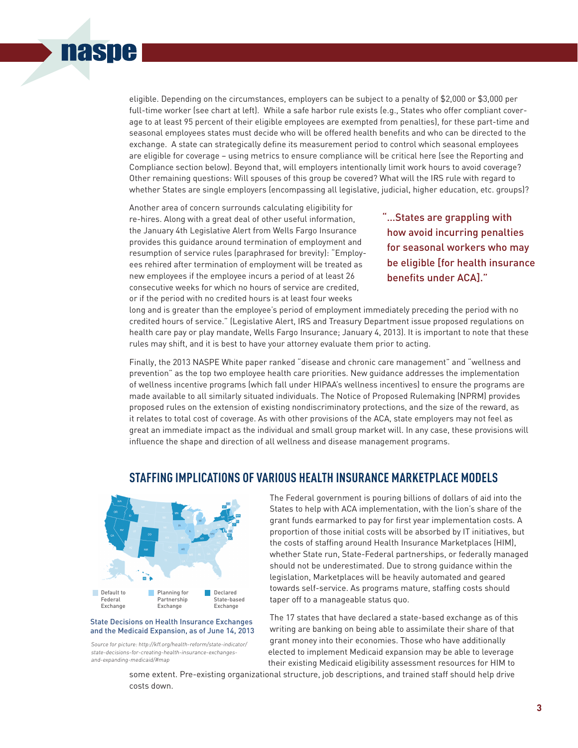eligible. Depending on the circumstances, employers can be subject to a penalty of $2,000 or $3,000 per full-time worker (see chart at left). While a safe harbor rule exists (e.g., States who offer compliant coverage to at least 95 percent of their eligible employees are exempted from penalties), for these part-time and seasonal employees states must decide who will be offered health benefits and who can be directed to the exchange. A state can strategically define its measurement period to control which seasonal employees are eligible for coverage – using metrics to ensure compliance will be critical here (see the Reporting and Compliance section below). Beyond that, will employers intentionally limit work hours to avoid coverage? Other remaining questions: Will spouses of this group be covered? What will the IRS rule with regard to whether States are single employers (encompassing all legislative, judicial, higher education, etc. groups)?

Another area of concern surrounds calculating eligibility for re-hires. Along with a great deal of other useful information, the January 4th Legislative Alert from Wells Fargo Insurance provides this guidance around termination of employment and resumption of service rules (paraphrased for brevity): "Employees rehired after termination of employment will be treated as new employees if the employee incurs a period of at least 26 consecutive weeks for which no hours of service are credited, or if the period with no credited hours is at least four weeks long and is greater than the employee's period of employment immediately preceding the period with no credited hours of service." (Legislative Alert, IRS and Treasury Department issue proposed regulations on health care pay or play mandate, Wells Fargo Insurance; January 4, 2013). It is important to note that these rules may shift, and it is best to have your attorney evaluate them prior to acting.

> "...States are grappling with how avoid incurring penalties for seasonal workers who may be eligible [for health insurance benefits under ACA]."

Finally, the 2013 NASPE White paper ranked "disease and chronic care management" and "wellness and prevention" as the top two employee health care priorities. New guidance addresses the implementation of wellness incentive programs (which fall under HIPAA's wellness incentives) to ensure the programs are made available to all similarly situated individuals. The Notice of Proposed Rulemaking (NPRM) provides proposed rules on the extension of existing nondiscriminatory protections, and the size of the reward, as it relates to total cost of coverage. As with other provisions of the ACA, state employers may not feel as great an immediate impact as the individual and small group market will. In any case, these provisions will influence the shape and direction of all wellness and disease management programs.

## STAFFING IMPLICATIONS OF VARIOUS HEALTH INSURANCE MARKETPLACE MODELS

Default to Federal Exchange | Planning for Partnership Exchange | Declared State-based Exchange

State Decisions on Health Insurance Exchanges and the Medicaid Expansion, as of June 14, 2013

*Source for picture: http://kff.org/health-reform/state-indicator/state-decisions-for-creating-health-insurance-exchanges-and-expanding-medicaid/#map*

The Federal government is pouring billions of dollars of aid into the States to help with ACA implementation, with the lion's share of the grant funds earmarked to pay for first year implementation costs. A proportion of those initial costs will be absorbed by IT initiatives, but the costs of staffing around Health Insurance Marketplaces (HIM), whether State run, State-Federal partnerships, or federally managed should not be underestimated. Due to strong guidance within the legislation, Marketplaces will be heavily automated and geared towards self-service. As programs mature, staffing costs should taper off to a manageable status quo.

The 17 states that have declared a state-based exchange as of this writing are banking on being able to assimilate their share of that grant money into their economies. Those who have additionally elected to implement Medicaid expansion may be able to leverage their existing Medicaid eligibility assessment resources for HIM to some extent. Pre-existing organizational structure, job descriptions, and trained staff should help drive costs down.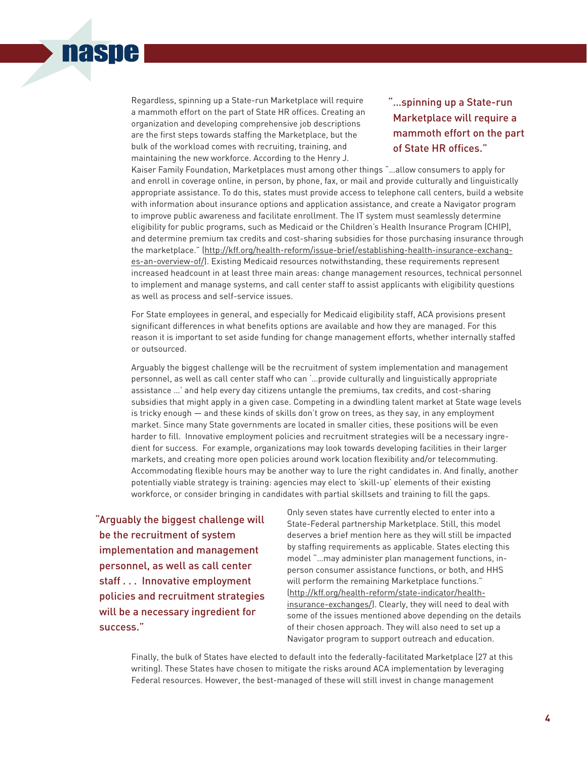Regardless, spinning up a State-run Marketplace will require a mammoth effort on the part of State HR offices. Creating an organization and developing comprehensive job descriptions are the first steps towards staffing the Marketplace, but the bulk of the workload comes with recruiting, training, and maintaining the new workforce. According to the Henry J. Kaiser Family Foundation, Marketplaces must among other things "...allow consumers to apply for and enroll in coverage online, in person, by phone, fax, or mail and provide culturally and linguistically appropriate assistance. To do this, states must provide access to telephone call centers, build a website with information about insurance options and application assistance, and create a Navigator program to improve public awareness and facilitate enrollment. The IT system must seamlessly determine eligibility for public programs, such as Medicaid or the Children's Health Insurance Program (CHIP), and determine premium tax credits and cost-sharing subsidies for those purchasing insurance through the marketplace." (http://kff.org/health-reform/issue-brief/establishing-health-insurance-exchanges-an-overview-of/). Existing Medicaid resources notwithstanding, these requirements represent increased headcount in at least three main areas: change management resources, technical personnel to implement and manage systems, and call center staff to assist applicants with eligibility questions as well as process and self-service issues.

> "...spinning up a State-run Marketplace will require a mammoth effort on the part of State HR offices."

For State employees in general, and especially for Medicaid eligibility staff, ACA provisions present significant differences in what benefits options are available and how they are managed. For this reason it is important to set aside funding for change management efforts, whether internally staffed or outsourced.

Arguably the biggest challenge will be the recruitment of system implementation and management personnel, as well as call center staff who can '...provide culturally and linguistically appropriate assistance ...' and help every day citizens untangle the premiums, tax credits, and cost-sharing subsidies that might apply in a given case. Competing in a dwindling talent market at State wage levels is tricky enough — and these kinds of skills don't grow on trees, as they say, in any employment market. Since many State governments are located in smaller cities, these positions will be even harder to fill. Innovative employment policies and recruitment strategies will be a necessary ingredient for success. For example, organizations may look towards developing facilities in their larger markets, and creating more open policies around work location flexibility and/or telecommuting. Accommodating flexible hours may be another way to lure the right candidates in. And finally, another potentially viable strategy is training: agencies may elect to 'skill-up' elements of their existing workforce, or consider bringing in candidates with partial skillsets and training to fill the gaps.

> "Arguably the biggest challenge will be the recruitment of system implementation and management personnel, as well as call center staff . . . Innovative employment policies and recruitment strategies will be a necessary ingredient for success."

Only seven states have currently elected to enter into a State-Federal partnership Marketplace. Still, this model deserves a brief mention here as they will still be impacted by staffing requirements as applicable. States electing this model "...may administer plan management functions, in-person consumer assistance functions, or both, and HHS will perform the remaining Marketplace functions." (http://kff.org/health-reform/state-indicator/health-insurance-exchanges/). Clearly, they will need to deal with some of the issues mentioned above depending on the details of their chosen approach. They will also need to set up a Navigator program to support outreach and education.

Finally, the bulk of States have elected to default into the federally-facilitated Marketplace (27 at this writing). These States have chosen to mitigate the risks around ACA implementation by leveraging Federal resources. However, the best-managed of these will still invest in change management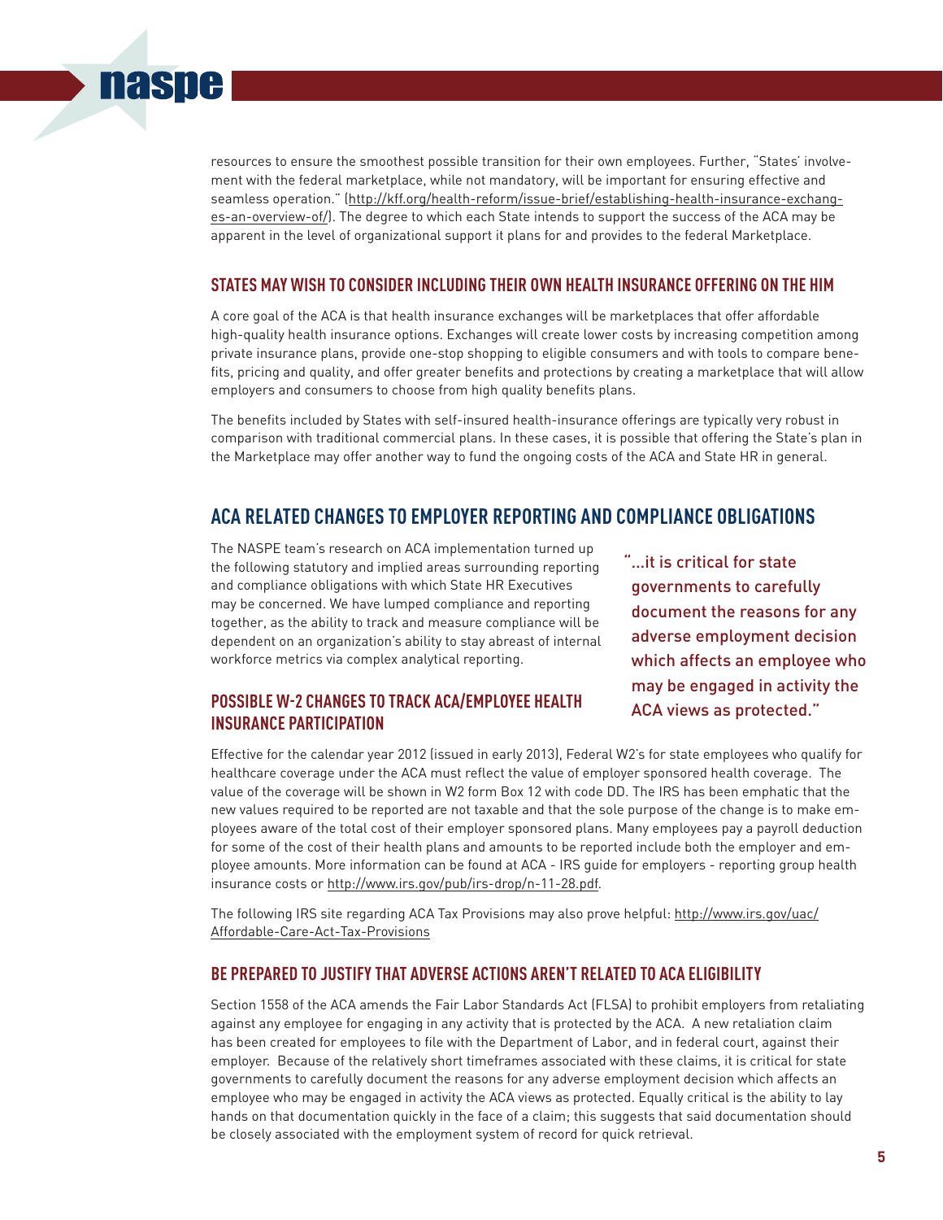resources to ensure the smoothest possible transition for their own employees. Further, "States' involvement with the federal marketplace, while not mandatory, will be important for ensuring effective and seamless operation." (http://kff.org/health-reform/issue-brief/establishing-health-insurance-exchanges-an-overview-of/). The degree to which each State intends to support the success of the ACA may be apparent in the level of organizational support it plans for and provides to the federal Marketplace.

### STATES MAY WISH TO CONSIDER INCLUDING THEIR OWN HEALTH INSURANCE OFFERING ON THE HIM

A core goal of the ACA is that health insurance exchanges will be marketplaces that offer affordable high-quality health insurance options. Exchanges will create lower costs by increasing competition among private insurance plans, provide one-stop shopping to eligible consumers and with tools to compare benefits, pricing and quality, and offer greater benefits and protections by creating a marketplace that will allow employers and consumers to choose from high quality benefits plans.

The benefits included by States with self-insured health-insurance offerings are typically very robust in comparison with traditional commercial plans. In these cases, it is possible that offering the State's plan in the Marketplace may offer another way to fund the ongoing costs of the ACA and State HR in general.

## ACA RELATED CHANGES TO EMPLOYER REPORTING AND COMPLIANCE OBLIGATIONS

The NASPE team's research on ACA implementation turned up the following statutory and implied areas surrounding reporting and compliance obligations with which State HR Executives may be concerned. We have lumped compliance and reporting together, as the ability to track and measure compliance will be dependent on an organization's ability to stay abreast of internal workforce metrics via complex analytical reporting.

> "...it is critical for state governments to carefully document the reasons for any adverse employment decision which affects an employee who may be engaged in activity the ACA views as protected."

### POSSIBLE W-2 CHANGES TO TRACK ACA/EMPLOYEE HEALTH INSURANCE PARTICIPATION

Effective for the calendar year 2012 (issued in early 2013), Federal W2's for state employees who qualify for healthcare coverage under the ACA must reflect the value of employer sponsored health coverage. The value of the coverage will be shown in W2 form Box 12 with code DD. The IRS has been emphatic that the new values required to be reported are not taxable and that the sole purpose of the change is to make employees aware of the total cost of their employer sponsored plans. Many employees pay a payroll deduction for some of the cost of their health plans and amounts to be reported include both the employer and employee amounts. More information can be found at ACA - IRS guide for employers - reporting group health insurance costs or http://www.irs.gov/pub/irs-drop/n-11-28.pdf.

The following IRS site regarding ACA Tax Provisions may also prove helpful: http://www.irs.gov/uac/Affordable-Care-Act-Tax-Provisions

### BE PREPARED TO JUSTIFY THAT ADVERSE ACTIONS AREN'T RELATED TO ACA ELIGIBILITY

Section 1558 of the ACA amends the Fair Labor Standards Act (FLSA) to prohibit employers from retaliating against any employee for engaging in any activity that is protected by the ACA. A new retaliation claim has been created for employees to file with the Department of Labor, and in federal court, against their employer. Because of the relatively short timeframes associated with these claims, it is critical for state governments to carefully document the reasons for any adverse employment decision which affects an employee who may be engaged in activity the ACA views as protected. Equally critical is the ability to lay hands on that documentation quickly in the face of a claim; this suggests that said documentation should be closely associated with the employment system of record for quick retrieval.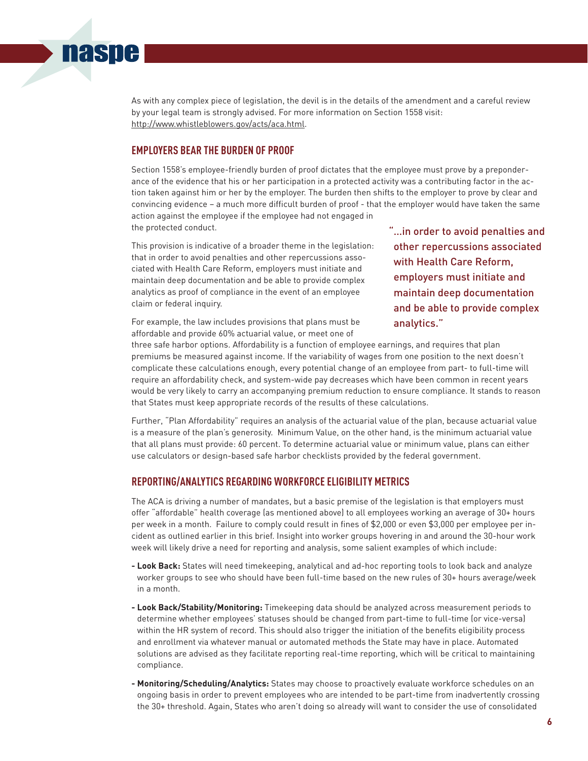As with any complex piece of legislation, the devil is in the details of the amendment and a careful review by your legal team is strongly advised. For more information on Section 1558 visit: http://www.whistleblowers.gov/acts/aca.html.

## EMPLOYERS BEAR THE BURDEN OF PROOF

Section 1558's employee-friendly burden of proof dictates that the employee must prove by a preponderance of the evidence that his or her participation in a protected activity was a contributing factor in the action taken against him or her by the employer. The burden then shifts to the employer to prove by clear and convincing evidence – a much more difficult burden of proof - that the employer would have taken the same action against the employee if the employee had not engaged in the protected conduct.

This provision is indicative of a broader theme in the legislation: that in order to avoid penalties and other repercussions associated with Health Care Reform, employers must initiate and maintain deep documentation and be able to provide complex analytics as proof of compliance in the event of an employee claim or federal inquiry.

> "...in order to avoid penalties and other repercussions associated with Health Care Reform, employers must initiate and maintain deep documentation and be able to provide complex analytics."

For example, the law includes provisions that plans must be affordable and provide 60% actuarial value, or meet one of three safe harbor options. Affordability is a function of employee earnings, and requires that plan premiums be measured against income. If the variability of wages from one position to the next doesn't complicate these calculations enough, every potential change of an employee from part- to full-time will require an affordability check, and system-wide pay decreases which have been common in recent years would be very likely to carry an accompanying premium reduction to ensure compliance. It stands to reason that States must keep appropriate records of the results of these calculations.

Further, "Plan Affordability" requires an analysis of the actuarial value of the plan, because actuarial value is a measure of the plan's generosity. Minimum Value, on the other hand, is the minimum actuarial value that all plans must provide: 60 percent. To determine actuarial value or minimum value, plans can either use calculators or design-based safe harbor checklists provided by the federal government.

## REPORTING/ANALYTICS REGARDING WORKFORCE ELIGIBILITY METRICS

The ACA is driving a number of mandates, but a basic premise of the legislation is that employers must offer "affordable" health coverage (as mentioned above) to all employees working an average of 30+ hours per week in a month. Failure to comply could result in fines of $2,000 or even $3,000 per employee per incident as outlined earlier in this brief. Insight into worker groups hovering in and around the 30-hour work week will likely drive a need for reporting and analysis, some salient examples of which include:

- **Look Back:** States will need timekeeping, analytical and ad-hoc reporting tools to look back and analyze worker groups to see who should have been full-time based on the new rules of 30+ hours average/week in a month.
- **Look Back/Stability/Monitoring:** Timekeeping data should be analyzed across measurement periods to determine whether employees' statuses should be changed from part-time to full-time (or vice-versa) within the HR system of record. This should also trigger the initiation of the benefits eligibility process and enrollment via whatever manual or automated methods the State may have in place. Automated solutions are advised as they facilitate reporting real-time reporting, which will be critical to maintaining compliance.
- **Monitoring/Scheduling/Analytics:** States may choose to proactively evaluate workforce schedules on an ongoing basis in order to prevent employees who are intended to be part-time from inadvertently crossing the 30+ threshold. Again, States who aren't doing so already will want to consider the use of consolidated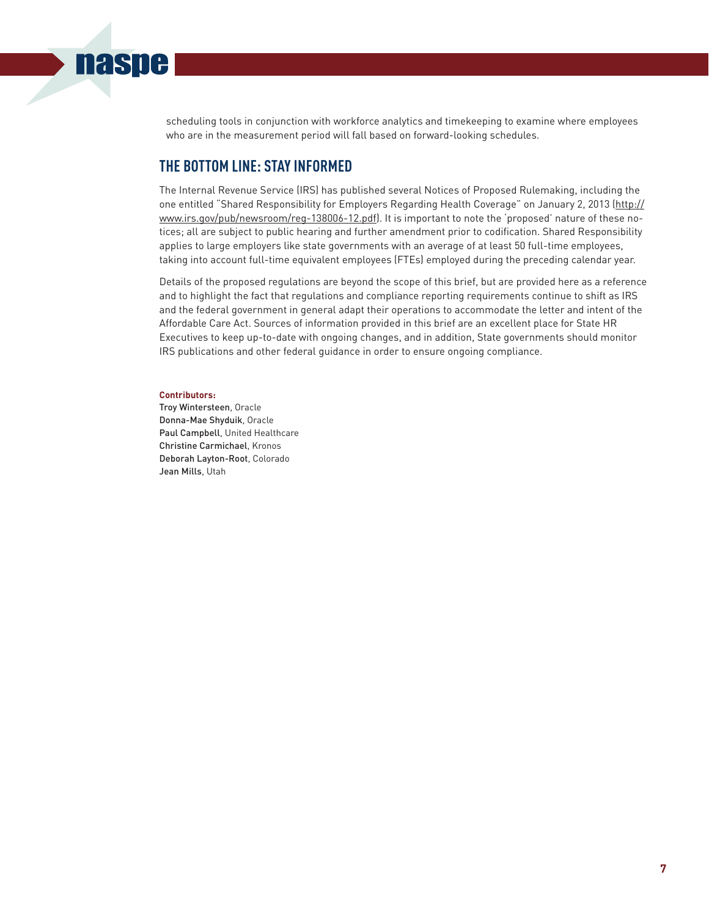scheduling tools in conjunction with workforce analytics and timekeeping to examine where employees who are in the measurement period will fall based on forward-looking schedules.

## THE BOTTOM LINE: STAY INFORMED

The Internal Revenue Service (IRS) has published several Notices of Proposed Rulemaking, including the one entitled "Shared Responsibility for Employers Regarding Health Coverage" on January 2, 2013 (http://www.irs.gov/pub/newsroom/reg-138006-12.pdf). It is important to note the 'proposed' nature of these notices; all are subject to public hearing and further amendment prior to codification. Shared Responsibility applies to large employers like state governments with an average of at least 50 full-time employees, taking into account full-time equivalent employees (FTEs) employed during the preceding calendar year.

Details of the proposed regulations are beyond the scope of this brief, but are provided here as a reference and to highlight the fact that regulations and compliance reporting requirements continue to shift as IRS and the federal government in general adapt their operations to accommodate the letter and intent of the Affordable Care Act. Sources of information provided in this brief are an excellent place for State HR Executives to keep up-to-date with ongoing changes, and in addition, State governments should monitor IRS publications and other federal guidance in order to ensure ongoing compliance.

**Contributors:**

**Troy Wintersteen**, Oracle
**Donna-Mae Shyduik**, Oracle
**Paul Campbell**, United Healthcare
**Christine Carmichael**, Kronos
**Deborah Layton-Root**, Colorado
**Jean Mills**, Utah